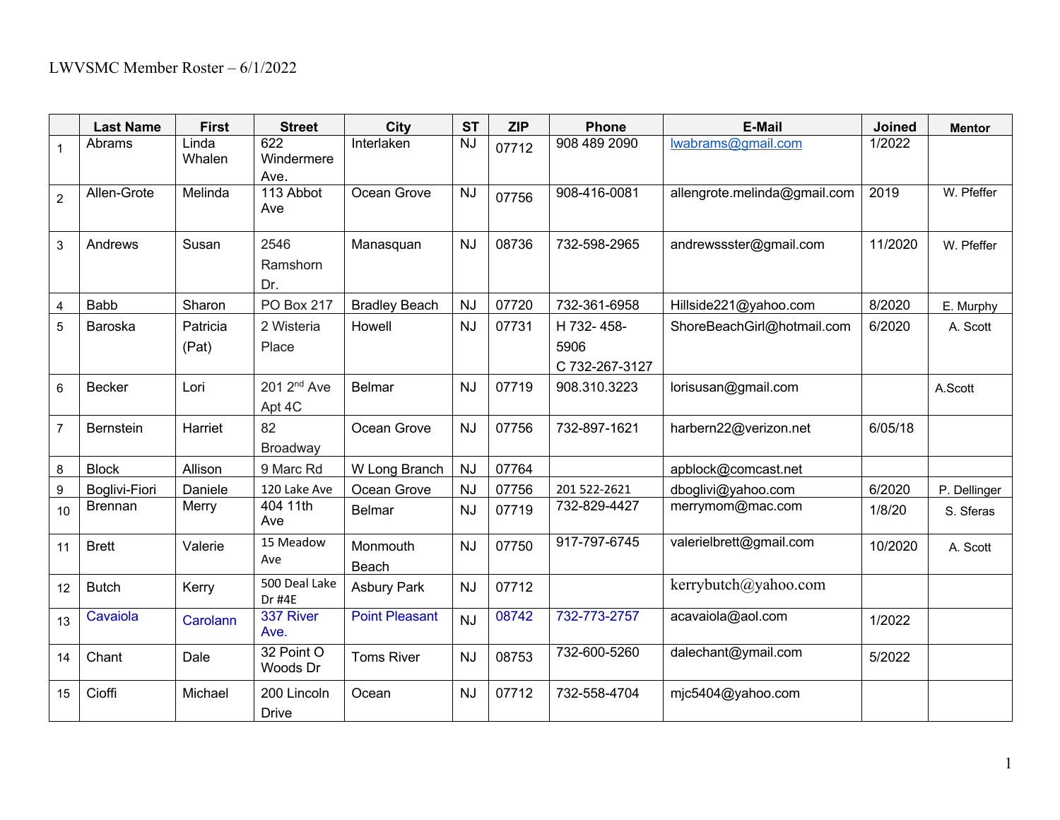LWVSMC Member Roster – 6/1/2022

| | Last Name | First | Street | City | ST | ZIP | Phone | E-Mail | Joined | Mentor |
|---|---|---|---|---|---|---|---|---|---|---|
| 1 | Abrams | Linda Whalen | 622 Windermere Ave. | Interlaken | NJ | 07712 | 908 489 2090 | lwabrams@gmail.com | 1/2022 | |
| 2 | Allen-Grote | Melinda | 113 Abbot Ave | Ocean Grove | NJ | 07756 | 908-416-0081 | allengrote.melinda@gmail.com | 2019 | W. Pfeffer |
| 3 | Andrews | Susan | 2546 Ramshorn Dr. | Manasquan | NJ | 08736 | 732-598-2965 | andrewsssster@gmail.com | 11/2020 | W. Pfeffer |
| 4 | Babb | Sharon | PO Box 217 | Bradley Beach | NJ | 07720 | 732-361-6958 | Hillside221@yahoo.com | 8/2020 | E. Murphy |
| 5 | Baroska | Patricia (Pat) | 2 Wisteria Place | Howell | NJ | 07731 | H 732- 458-5906 C 732-267-3127 | ShoreBeachGirl@hotmail.com | 6/2020 | A. Scott |
| 6 | Becker | Lori | 201 2nd Ave Apt 4C | Belmar | NJ | 07719 | 908.310.3223 | lorisusan@gmail.com | | A.Scott |
| 7 | Bernstein | Harriet | 82 Broadway | Ocean Grove | NJ | 07756 | 732-897-1621 | harbern22@verizon.net | 6/05/18 | |
| 8 | Block | Allison | 9 Marc Rd | W Long Branch | NJ | 07764 | | apblock@comcast.net | | |
| 9 | Boglivi-Fiori | Daniele | 120 Lake Ave | Ocean Grove | NJ | 07756 | 201 522-2621 | dboglivi@yahoo.com | 6/2020 | P. Dellinger |
| 10 | Brennan | Merry | 404 11th Ave | Belmar | NJ | 07719 | 732-829-4427 | merrymom@mac.com | 1/8/20 | S. Sferas |
| 11 | Brett | Valerie | 15 Meadow Ave | Monmouth Beach | NJ | 07750 | 917-797-6745 | valerielbrett@gmail.com | 10/2020 | A. Scott |
| 12 | Butch | Kerry | 500 Deal Lake Dr #4E | Asbury Park | NJ | 07712 | | kerrybutch@yahoo.com | | |
| 13 | Cavaiola | Carolann | 337 River Ave. | Point Pleasant | NJ | 08742 | 732-773-2757 | acavaiola@aol.com | 1/2022 | |
| 14 | Chant | Dale | 32 Point O Woods Dr | Toms River | NJ | 08753 | 732-600-5260 | dalechant@ymail.com | 5/2022 | |
| 15 | Cioffi | Michael | 200 Lincoln Drive | Ocean | NJ | 07712 | 732-558-4704 | mjc5404@yahoo.com | | |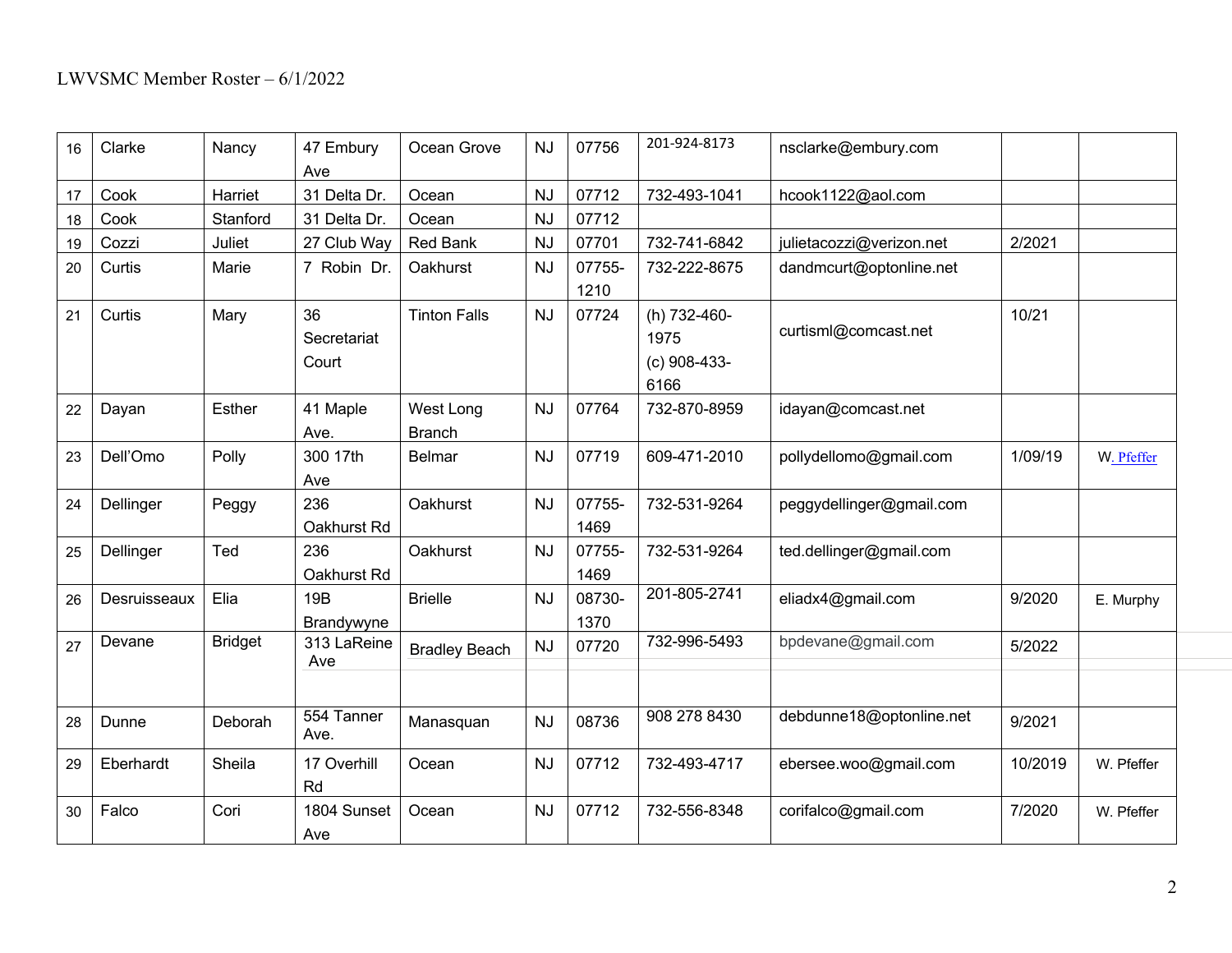| 16 | Clarke | Nancy | 47 Embury Ave | Ocean Grove | NJ | 07756 | 201-924-8173 | nsclarke@embury.com | | |
|---|---|---|---|---|---|---|---|---|---|---|
| 17 | Cook | Harriet | 31 Delta Dr. | Ocean | NJ | 07712 | 732-493-1041 | hcook1122@aol.com | | |
| 18 | Cook | Stanford | 31 Delta Dr. | Ocean | NJ | 07712 | | | | |
| 19 | Cozzi | Juliet | 27 Club Way | Red Bank | NJ | 07701 | 732-741-6842 | julietacozzi@verizon.net | 2/2021 | |
| 20 | Curtis | Marie | 7 Robin Dr. | Oakhurst | NJ | 07755-1210 | 732-222-8675 | dandmcurt@optonline.net | | |
| 21 | Curtis | Mary | 36 Secretariat Court | Tinton Falls | NJ | 07724 | (h) 732-460-1975 (c) 908-433-6166 | curtisml@comcast.net | 10/21 | |
| 22 | Dayan | Esther | 41 Maple Ave. | West Long Branch | NJ | 07764 | 732-870-8959 | idayan@comcast.net | | |
| 23 | Dell'Omo | Polly | 300 17th Ave | Belmar | NJ | 07719 | 609-471-2010 | pollydellomo@gmail.com | 1/09/19 | W. Pfeffer |
| 24 | Dellinger | Peggy | 236 Oakhurst Rd | Oakhurst | NJ | 07755-1469 | 732-531-9264 | peggydellinger@gmail.com | | |
| 25 | Dellinger | Ted | 236 Oakhurst Rd | Oakhurst | NJ | 07755-1469 | 732-531-9264 | ted.dellinger@gmail.com | | |
| 26 | Desruisseaux | Elia | 19B Brandywyne | Brielle | NJ | 08730-1370 | 201-805-2741 | eliadx4@gmail.com | 9/2020 | E. Murphy |
| 27 | Devane | Bridget | 313 LaReine Ave | Bradley Beach | NJ | 07720 | 732-996-5493 | bpdevane@gmail.com | 5/2022 | |
| 28 | Dunne | Deborah | 554 Tanner Ave. | Manasquan | NJ | 08736 | 908 278 8430 | debdunne18@optonline.net | 9/2021 | |
| 29 | Eberhardt | Sheila | 17 Overhill Rd | Ocean | NJ | 07712 | 732-493-4717 | ebersee.woo@gmail.com | 10/2019 | W. Pfeffer |
| 30 | Falco | Cori | 1804 Sunset Ave | Ocean | NJ | 07712 | 732-556-8348 | corifalco@gmail.com | 7/2020 | W. Pfeffer |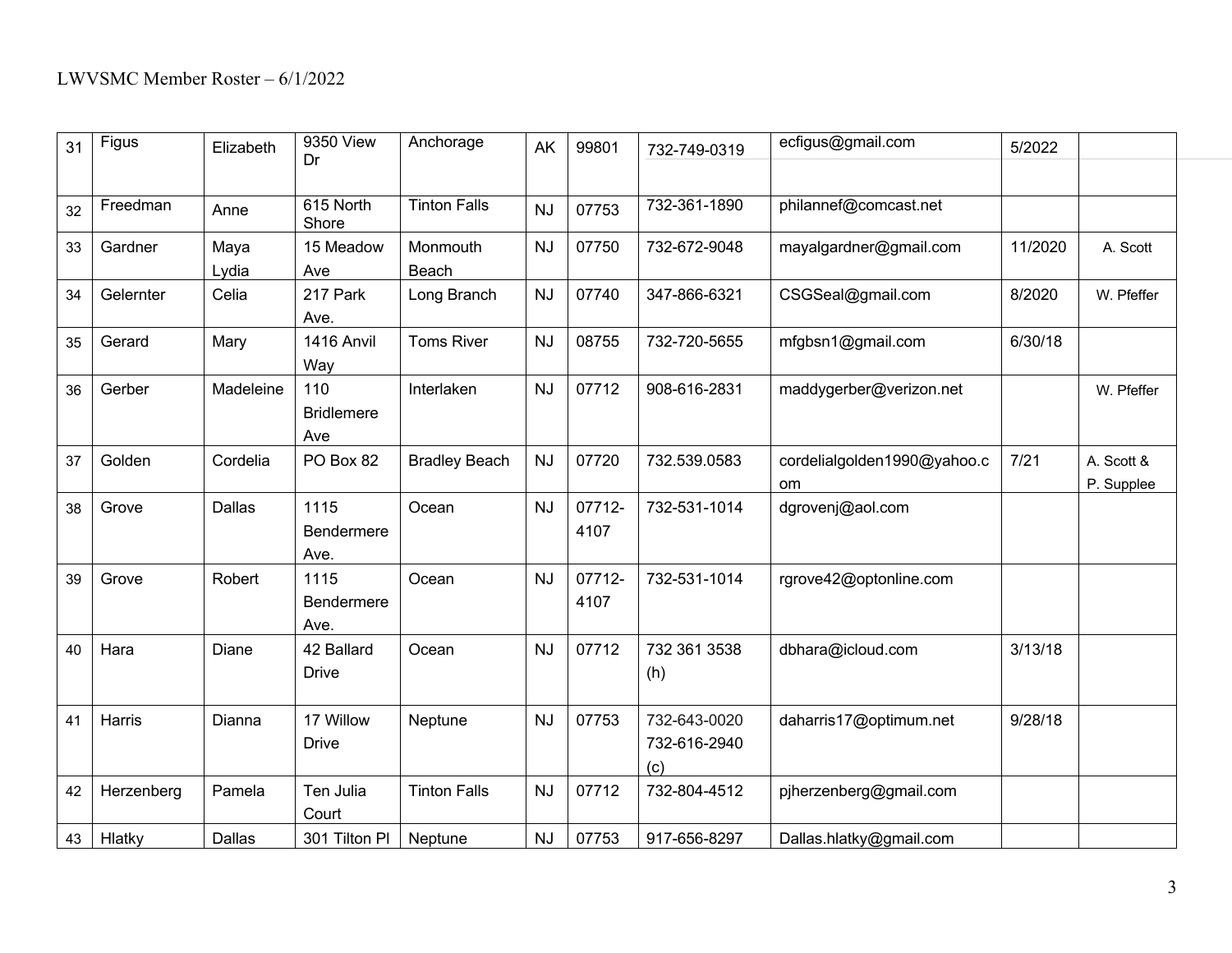LWVSMC Member Roster – 6/1/2022

| | | | | | | | | | | |
|---|---|---|---|---|---|---|---|---|---|---|
| 31 | Figus | Elizabeth | 9350 View Dr | Anchorage | AK | 99801 | 732-749-0319 | ecfigus@gmail.com | 5/2022 | |
| 32 | Freedman | Anne | 615 North Shore | Tinton Falls | NJ | 07753 | 732-361-1890 | philannef@comcast.net | | |
| 33 | Gardner | Maya Lydia | 15 Meadow Ave | Monmouth Beach | NJ | 07750 | 732-672-9048 | mayalgardner@gmail.com | 11/2020 | A. Scott |
| 34 | Gelernter | Celia | 217 Park Ave. | Long Branch | NJ | 07740 | 347-866-6321 | CSGSeal@gmail.com | 8/2020 | W. Pfeffer |
| 35 | Gerard | Mary | 1416 Anvil Way | Toms River | NJ | 08755 | 732-720-5655 | mfgbsn1@gmail.com | 6/30/18 | |
| 36 | Gerber | Madeleine | 110 Bridlemere Ave | Interlaken | NJ | 07712 | 908-616-2831 | maddygerber@verizon.net | | W. Pfeffer |
| 37 | Golden | Cordelia | PO Box 82 | Bradley Beach | NJ | 07720 | 732.539.0583 | cordelialgolden1990@yahoo.com | 7/21 | A. Scott & P. Supplee |
| 38 | Grove | Dallas | 1115 Bendermere Ave. | Ocean | NJ | 07712-4107 | 732-531-1014 | dgrovenj@aol.com | | |
| 39 | Grove | Robert | 1115 Bendermere Ave. | Ocean | NJ | 07712-4107 | 732-531-1014 | rgrove42@optonline.com | | |
| 40 | Hara | Diane | 42 Ballard Drive | Ocean | NJ | 07712 | 732 361 3538 (h) | dbhara@icloud.com | 3/13/18 | |
| 41 | Harris | Dianna | 17 Willow Drive | Neptune | NJ | 07753 | 732-643-0020 732-616-2940 (c) | daharris17@optimum.net | 9/28/18 | |
| 42 | Herzenberg | Pamela | Ten Julia Court | Tinton Falls | NJ | 07712 | 732-804-4512 | pjherzenberg@gmail.com | | |
| 43 | Hlatky | Dallas | 301 Tilton Pl | Neptune | NJ | 07753 | 917-656-8297 | Dallas.hlatky@gmail.com | | |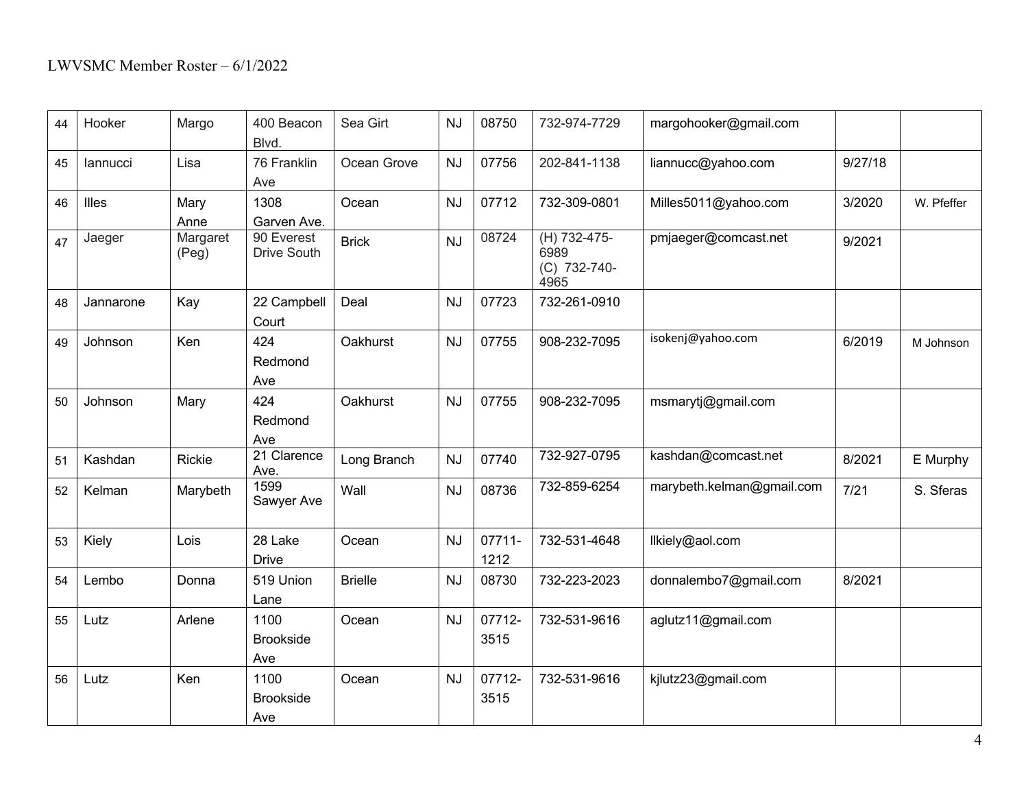| 44 | Hooker | Margo | 400 Beacon Blvd. | Sea Girt | NJ | 08750 | 732-974-7729 | margohooker@gmail.com | | |
|---|---|---|---|---|---|---|---|---|---|---|
| 45 | Iannucci | Lisa | 76 Franklin Ave | Ocean Grove | NJ | 07756 | 202-841-1138 | liannucc@yahoo.com | 9/27/18 | |
| 46 | Illes | Mary Anne | 1308 Garven Ave. | Ocean | NJ | 07712 | 732-309-0801 | Milles5011@yahoo.com | 3/2020 | W. Pfeffer |
| 47 | Jaeger | Margaret (Peg) | 90 Everest Drive South | Brick | NJ | 08724 | (H) 732-475-6989 (C) 732-740-4965 | pmjaeger@comcast.net | 9/2021 | |
| 48 | Jannarone | Kay | 22 Campbell Court | Deal | NJ | 07723 | 732-261-0910 | | | |
| 49 | Johnson | Ken | 424 Redmond Ave | Oakhurst | NJ | 07755 | 908-232-7095 | isokenj@yahoo.com | 6/2019 | M Johnson |
| 50 | Johnson | Mary | 424 Redmond Ave | Oakhurst | NJ | 07755 | 908-232-7095 | msmarytj@gmail.com | | |
| 51 | Kashdan | Rickie | 21 Clarence Ave. | Long Branch | NJ | 07740 | 732-927-0795 | kashdan@comcast.net | 8/2021 | E Murphy |
| 52 | Kelman | Marybeth | 1599 Sawyer Ave | Wall | NJ | 08736 | 732-859-6254 | marybeth.kelman@gmail.com | 7/21 | S. Sferas |
| 53 | Kiely | Lois | 28 Lake Drive | Ocean | NJ | 07711-1212 | 732-531-4648 | llkiely@aol.com | | |
| 54 | Lembo | Donna | 519 Union Lane | Brielle | NJ | 08730 | 732-223-2023 | donnalembo7@gmail.com | 8/2021 | |
| 55 | Lutz | Arlene | 1100 Brookside Ave | Ocean | NJ | 07712-3515 | 732-531-9616 | aglutz11@gmail.com | | |
| 56 | Lutz | Ken | 1100 Brookside Ave | Ocean | NJ | 07712-3515 | 732-531-9616 | kjlutz23@gmail.com | | |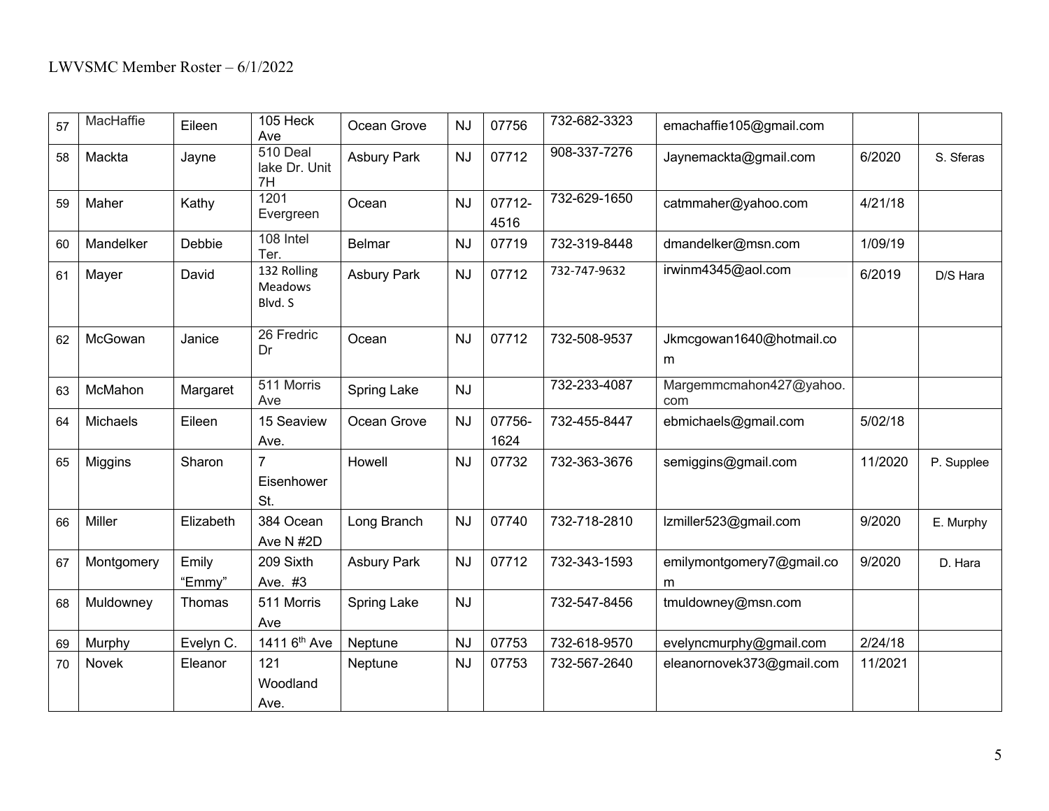LWVSMC Member Roster – 6/1/2022

| | | | | | | | | | | |
|---|---|---|---|---|---|---|---|---|---|---|
| 57 | MacHaffie | Eileen | 105 Heck Ave | Ocean Grove | NJ | 07756 | 732-682-3323 | emachaffie105@gmail.com | | |
| 58 | Mackta | Jayne | 510 Deal lake Dr. Unit 7H | Asbury Park | NJ | 07712 | 908-337-7276 | Jaynemackta@gmail.com | 6/2020 | S. Sferas |
| 59 | Maher | Kathy | 1201 Evergreen | Ocean | NJ | 07712-4516 | 732-629-1650 | catmmaher@yahoo.com | 4/21/18 | |
| 60 | Mandelker | Debbie | 108 Intel Ter. | Belmar | NJ | 07719 | 732-319-8448 | dmandelker@msn.com | 1/09/19 | |
| 61 | Mayer | David | 132 Rolling Meadows Blvd. S | Asbury Park | NJ | 07712 | 732-747-9632 | irwinm4345@aol.com | 6/2019 | D/S Hara |
| 62 | McGowan | Janice | 26 Fredric Dr | Ocean | NJ | 07712 | 732-508-9537 | Jkmcgowan1640@hotmail.com | | |
| 63 | McMahon | Margaret | 511 Morris Ave | Spring Lake | NJ | | 732-233-4087 | Margemmcmahon427@yahoo.com | | |
| 64 | Michaels | Eileen | 15 Seaview Ave. | Ocean Grove | NJ | 07756-1624 | 732-455-8447 | ebmichaels@gmail.com | 5/02/18 | |
| 65 | Miggins | Sharon | 7 Eisenhower St. | Howell | NJ | 07732 | 732-363-3676 | semiggins@gmail.com | 11/2020 | P. Supplee |
| 66 | Miller | Elizabeth | 384 Ocean Ave N #2D | Long Branch | NJ | 07740 | 732-718-2810 | lzmiller523@gmail.com | 9/2020 | E. Murphy |
| 67 | Montgomery | Emily “Emmy” | 209 Sixth Ave. #3 | Asbury Park | NJ | 07712 | 732-343-1593 | emilymontgomery7@gmail.com | 9/2020 | D. Hara |
| 68 | Muldowney | Thomas | 511 Morris Ave | Spring Lake | NJ | | 732-547-8456 | tmuldowney@msn.com | | |
| 69 | Murphy | Evelyn C. | 1411 6th Ave | Neptune | NJ | 07753 | 732-618-9570 | evelyncmurphy@gmail.com | 2/24/18 | |
| 70 | Novek | Eleanor | 121 Woodland Ave. | Neptune | NJ | 07753 | 732-567-2640 | eleanornovek373@gmail.com | 11/2021 | |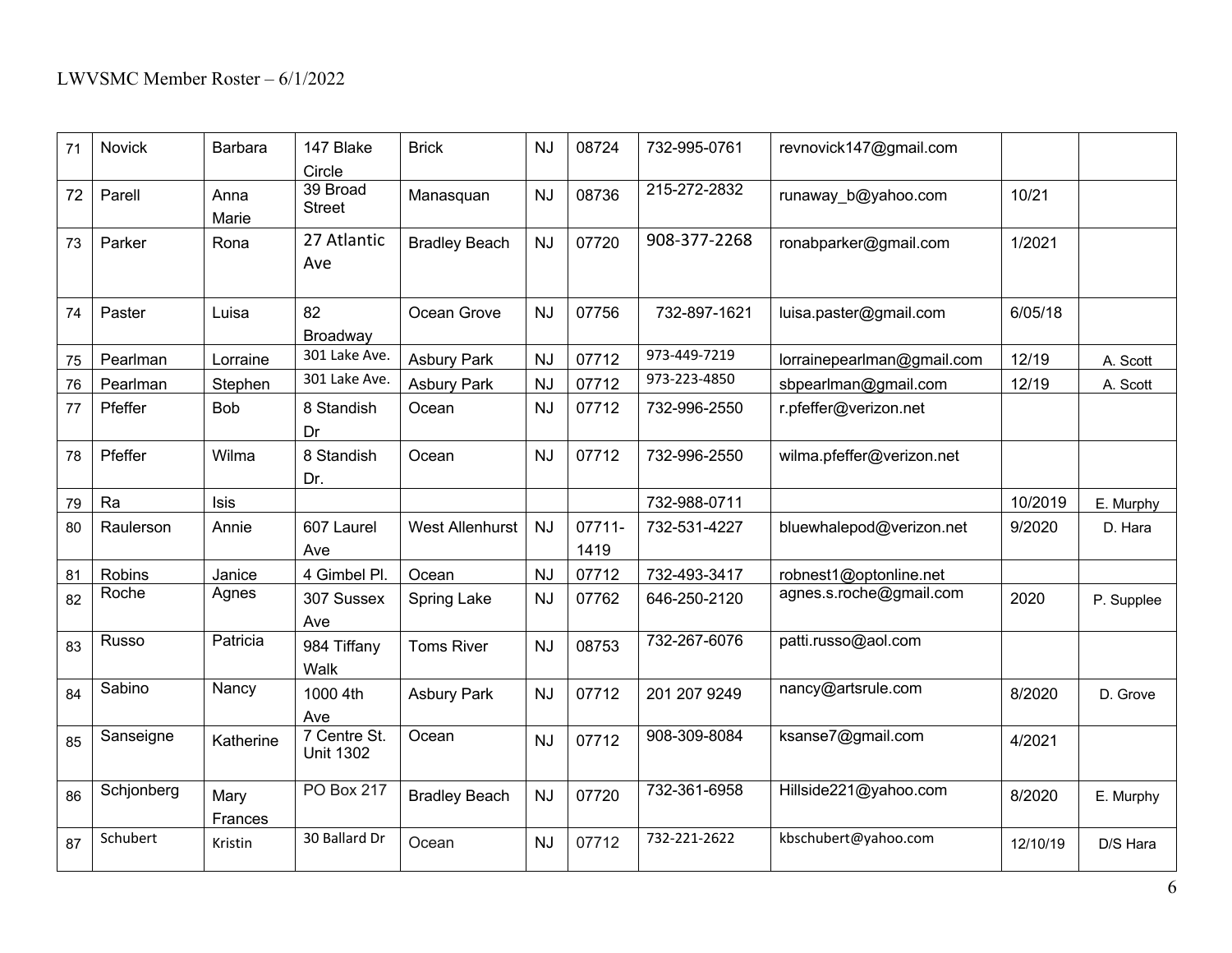| 71 | Novick | Barbara | 147 Blake Circle | Brick | NJ | 08724 | 732-995-0761 | revnovick147@gmail.com | | |
|---|---|---|---|---|---|---|---|---|---|---|
| 72 | Parell | Anna Marie | 39 Broad Street | Manasquan | NJ | 08736 | 215-272-2832 | runaway_b@yahoo.com | 10/21 | |
| 73 | Parker | Rona | 27 Atlantic Ave | Bradley Beach | NJ | 07720 | 908-377-2268 | ronabparker@gmail.com | 1/2021 | |
| 74 | Paster | Luisa | 82 Broadway | Ocean Grove | NJ | 07756 | 732-897-1621 | luisa.paster@gmail.com | 6/05/18 | |
| 75 | Pearlman | Lorraine | 301 Lake Ave. | Asbury Park | NJ | 07712 | 973-449-7219 | lorrainepearlman@gmail.com | 12/19 | A. Scott |
| 76 | Pearlman | Stephen | 301 Lake Ave. | Asbury Park | NJ | 07712 | 973-223-4850 | sbpearlman@gmail.com | 12/19 | A. Scott |
| 77 | Pfeffer | Bob | 8 Standish Dr | Ocean | NJ | 07712 | 732-996-2550 | r.pfeffer@verizon.net | | |
| 78 | Pfeffer | Wilma | 8 Standish Dr. | Ocean | NJ | 07712 | 732-996-2550 | wilma.pfeffer@verizon.net | | |
| 79 | Ra | Isis | | | | | 732-988-0711 | | 10/2019 | E. Murphy |
| 80 | Raulerson | Annie | 607 Laurel Ave | West Allenhurst | NJ | 07711-1419 | 732-531-4227 | bluewhalepod@verizon.net | 9/2020 | D. Hara |
| 81 | Robins | Janice | 4 Gimbel Pl. | Ocean | NJ | 07712 | 732-493-3417 | robnest1@optonline.net | | |
| 82 | Roche | Agnes | 307 Sussex Ave | Spring Lake | NJ | 07762 | 646-250-2120 | agnes.s.roche@gmail.com | 2020 | P. Supplee |
| 83 | Russo | Patricia | 984 Tiffany Walk | Toms River | NJ | 08753 | 732-267-6076 | patti.russo@aol.com | | |
| 84 | Sabino | Nancy | 1000 4th Ave | Asbury Park | NJ | 07712 | 201 207 9249 | nancy@artsrule.com | 8/2020 | D. Grove |
| 85 | Sanseigne | Katherine | 7 Centre St. Unit 1302 | Ocean | NJ | 07712 | 908-309-8084 | ksanse7@gmail.com | 4/2021 | |
| 86 | Schjonberg | Mary Frances | PO Box 217 | Bradley Beach | NJ | 07720 | 732-361-6958 | Hillside221@yahoo.com | 8/2020 | E. Murphy |
| 87 | Schubert | Kristin | 30 Ballard Dr | Ocean | NJ | 07712 | 732-221-2622 | kbschubert@yahoo.com | 12/10/19 | D/S Hara |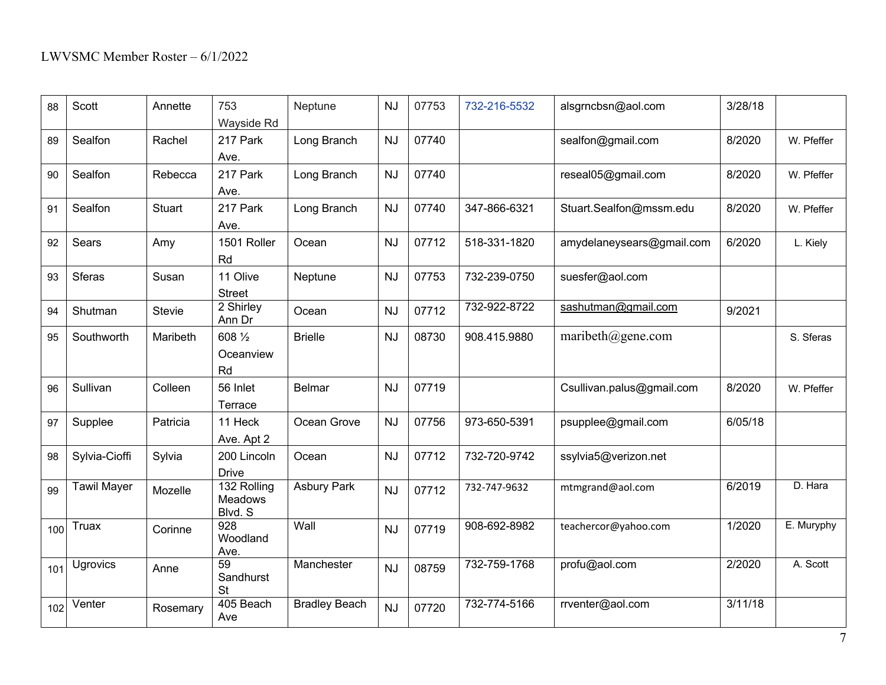| 88 | Scott | Annette | 753 Wayside Rd | Neptune | NJ | 07753 | 732-216-5532 | alsgrncbsn@aol.com | 3/28/18 | |
|---|---|---|---|---|---|---|---|---|---|---|
| 89 | Sealfon | Rachel | 217 Park Ave. | Long Branch | NJ | 07740 | | sealfon@gmail.com | 8/2020 | W. Pfeffer |
| 90 | Sealfon | Rebecca | 217 Park Ave. | Long Branch | NJ | 07740 | | reseal05@gmail.com | 8/2020 | W. Pfeffer |
| 91 | Sealfon | Stuart | 217 Park Ave. | Long Branch | NJ | 07740 | 347-866-6321 | Stuart.Sealfon@mssm.edu | 8/2020 | W. Pfeffer |
| 92 | Sears | Amy | 1501 Roller Rd | Ocean | NJ | 07712 | 518-331-1820 | amydelaneysears@gmail.com | 6/2020 | L. Kiely |
| 93 | Sferas | Susan | 11 Olive Street | Neptune | NJ | 07753 | 732-239-0750 | suesfer@aol.com | | |
| 94 | Shutman | Stevie | 2 Shirley Ann Dr | Ocean | NJ | 07712 | 732-922-8722 | sashutman@gmail.com | 9/2021 | |
| 95 | Southworth | Maribeth | 608 ½ Oceanview Rd | Brielle | NJ | 08730 | 908.415.9880 | maribeth@gene.com | | S. Sferas |
| 96 | Sullivan | Colleen | 56 Inlet Terrace | Belmar | NJ | 07719 | | Csullivan.palus@gmail.com | 8/2020 | W. Pfeffer |
| 97 | Supplee | Patricia | 11 Heck Ave. Apt 2 | Ocean Grove | NJ | 07756 | 973-650-5391 | psupplee@gmail.com | 6/05/18 | |
| 98 | Sylvia-Cioffi | Sylvia | 200 Lincoln Drive | Ocean | NJ | 07712 | 732-720-9742 | ssylvia5@verizon.net | | |
| 99 | Tawil Mayer | Mozelle | 132 Rolling Meadows Blvd. S | Asbury Park | NJ | 07712 | 732-747-9632 | mtmgrand@aol.com | 6/2019 | D. Hara |
| 100 | Truax | Corinne | 928 Woodland Ave. | Wall | NJ | 07719 | 908-692-8982 | teachercor@yahoo.com | 1/2020 | E. Muryphy |
| 101 | Ugrovics | Anne | 59 Sandhurst St | Manchester | NJ | 08759 | 732-759-1768 | profu@aol.com | 2/2020 | A. Scott |
| 102 | Venter | Rosemary | 405 Beach Ave | Bradley Beach | NJ | 07720 | 732-774-5166 | rrventer@aol.com | 3/11/18 | |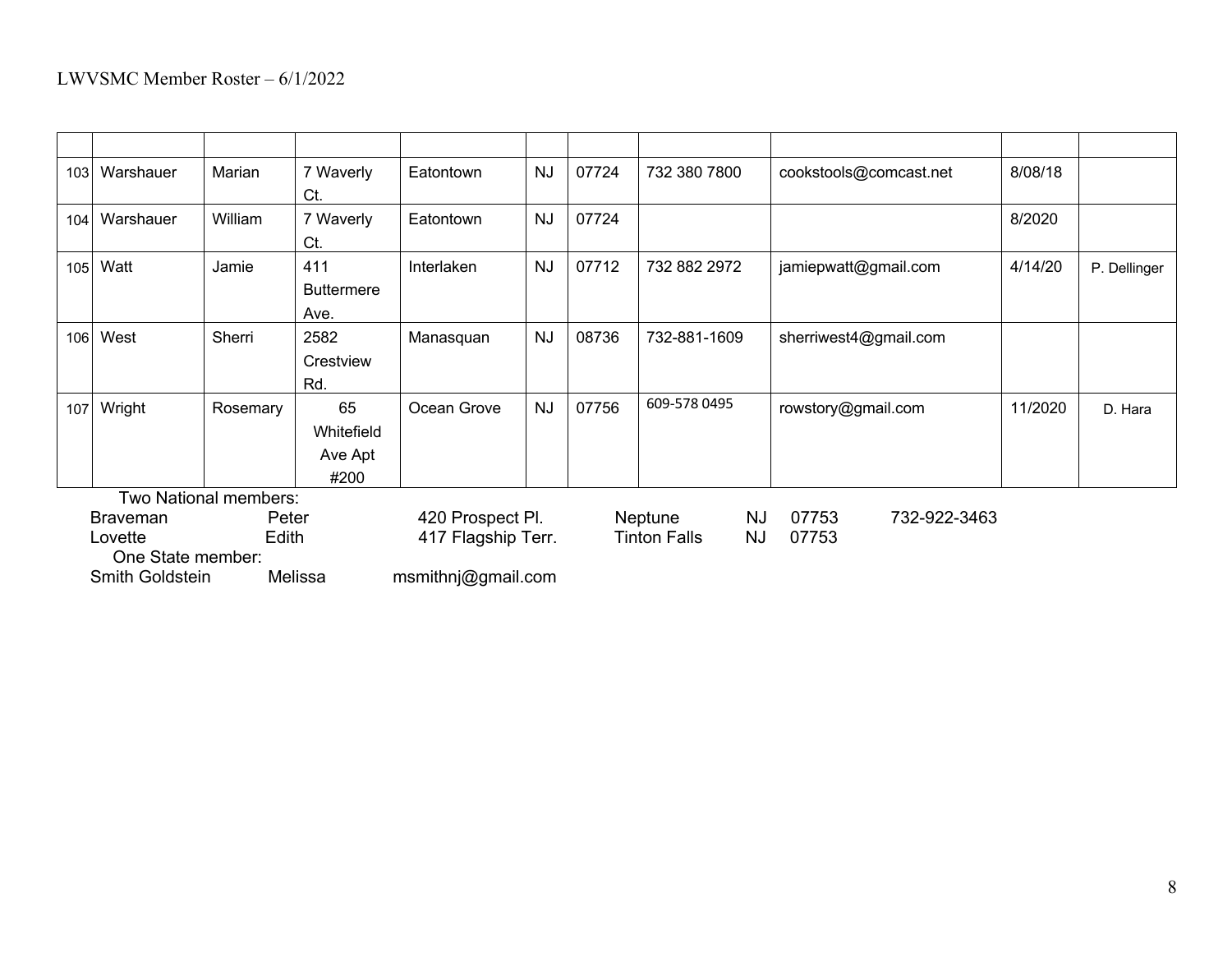| | | | | | | | | | | |
|---|---|---|---|---|---|---|---|---|---|---|
| 103 | Warshauer | Marian | 7 Waverly Ct. | Eatontown | NJ | 07724 | 732 380 7800 | cookstools@comcast.net | 8/08/18 | |
| 104 | Warshauer | William | 7 Waverly Ct. | Eatontown | NJ | 07724 | | | 8/2020 | |
| 105 | Watt | Jamie | 411 Buttermere Ave. | Interlaken | NJ | 07712 | 732 882 2972 | jamiepwatt@gmail.com | 4/14/20 | P. Dellinger |
| 106 | West | Sherri | 2582 Crestview Rd. | Manasquan | NJ | 08736 | 732-881-1609 | sherriwest4@gmail.com | | |
| 107 | Wright | Rosemary | 65 Whitefield Ave Apt #200 | Ocean Grove | NJ | 07756 | 609-578 0495 | rowstory@gmail.com | 11/2020 | D. Hara |

Two National members:

| | | | | | | |
|---|---|---|---|---|---|---|
| Braveman | Peter | 420 Prospect Pl. | Neptune | NJ | 07753 | 732-922-3463 |
| Lovette | Edith | 417 Flagship Terr. | Tinton Falls | NJ | 07753 | |

One State member:

Smith Goldstein Melissa msmithnj@gmail.com